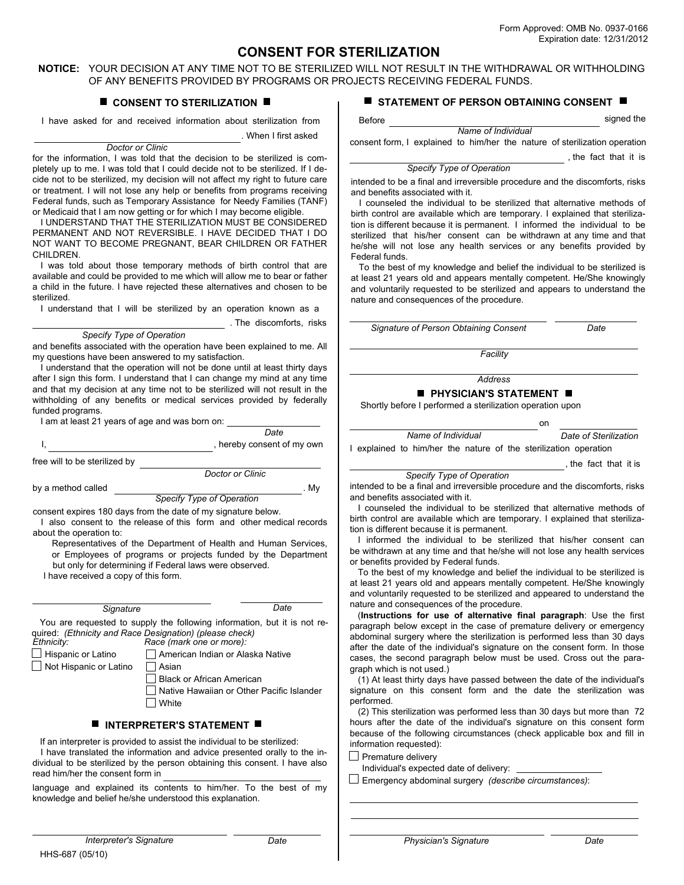Form Approved: OMB No. 0937-0166
Expiration date: 12/31/2012

# CONSENT FOR STERILIZATION

**NOTICE:** YOUR DECISION AT ANY TIME NOT TO BE STERILIZED WILL NOT RESULT IN THE WITHDRAWAL OR WITHHOLDING OF ANY BENEFITS PROVIDED BY PROGRAMS OR PROJECTS RECEIVING FEDERAL FUNDS.

## ■ CONSENT TO STERILIZATION ■

I have asked for and received information about sterilization from ______________________ (*Doctor or Clinic*). When I first asked for the information, I was told that the decision to be sterilized is completely up to me. I was told that I could decide not to be sterilized. If I decide not to be sterilized, my decision will not affect my right to future care or treatment. I will not lose any help or benefits from programs receiving Federal funds, such as Temporary Assistance for Needy Families (TANF) or Medicaid that I am now getting or for which I may become eligible.

I UNDERSTAND THAT THE STERILIZATION MUST BE CONSIDERED PERMANENT AND NOT REVERSIBLE. I HAVE DECIDED THAT I DO NOT WANT TO BECOME PREGNANT, BEAR CHILDREN OR FATHER CHILDREN.

I was told about those temporary methods of birth control that are available and could be provided to me which will allow me to bear or father a child in the future. I have rejected these alternatives and chosen to be sterilized.

I understand that I will be sterilized by an operation known as a ______________________ (*Specify Type of Operation*). The discomforts, risks and benefits associated with the operation have been explained to me. All my questions have been answered to my satisfaction.

I understand that the operation will not be done until at least thirty days after I sign this form. I understand that I can change my mind at any time and that my decision at any time not to be sterilized will not result in the withholding of any benefits or medical services provided by federally funded programs.

I am at least 21 years of age and was born on: ______________ (*Date*)

I, ______________________, hereby consent of my own free will to be sterilized by ______________________ (*Doctor or Clinic*) by a method called ______________________ (*Specify Type of Operation*). My consent expires 180 days from the date of my signature below.

I also consent to the release of this form and other medical records about the operation to:

Representatives of the Department of Health and Human Services, or Employees of programs or projects funded by the Department but only for determining if Federal laws were observed.

I have received a copy of this form.

______________________ *Signature* ______________ *Date*

You are requested to supply the following information, but it is not required: *(Ethnicity and Race Designation) (please check)*

*Ethnicity:*
- ☐ Hispanic or Latino
- ☐ Not Hispanic or Latino

*Race (mark one or more):*
- ☐ American Indian or Alaska Native
- ☐ Asian
- ☐ Black or African American
- ☐ Native Hawaiian or Other Pacific Islander
- ☐ White

## ■ INTERPRETER'S STATEMENT ■

If an interpreter is provided to assist the individual to be sterilized:

I have translated the information and advice presented orally to the individual to be sterilized by the person obtaining this consent. I have also read him/her the consent form in ______________________ language and explained its contents to him/her. To the best of my knowledge and belief he/she understood this explanation.

______________________ *Interpreter's Signature* ______________ *Date*

## ■ STATEMENT OF PERSON OBTAINING CONSENT ■

Before ______________________ (*Name of Individual*) signed the consent form, I explained to him/her the nature of sterilization operation ______________________ (*Specify Type of Operation*), the fact that it is intended to be a final and irreversible procedure and the discomforts, risks and benefits associated with it.

I counseled the individual to be sterilized that alternative methods of birth control are available which are temporary. I explained that sterilization is different because it is permanent. I informed the individual to be sterilized that his/her consent can be withdrawn at any time and that he/she will not lose any health services or any benefits provided by Federal funds.

To the best of my knowledge and belief the individual to be sterilized is at least 21 years old and appears mentally competent. He/She knowingly and voluntarily requested to be sterilized and appears to understand the nature and consequences of the procedure.

______________________ *Signature of Person Obtaining Consent* ______________ *Date*

______________________ *Facility*

______________________ *Address*

## ■ PHYSICIAN'S STATEMENT ■

Shortly before I performed a sterilization operation upon ______________________ (*Name of Individual*) on ______________ (*Date of Sterilization*) I explained to him/her the nature of the sterilization operation ______________________ (*Specify Type of Operation*), the fact that it is intended to be a final and irreversible procedure and the discomforts, risks and benefits associated with it.

I counseled the individual to be sterilized that alternative methods of birth control are available which are temporary. I explained that sterilization is different because it is permanent.

I informed the individual to be sterilized that his/her consent can be withdrawn at any time and that he/she will not lose any health services or benefits provided by Federal funds.

To the best of my knowledge and belief the individual to be sterilized is at least 21 years old and appears mentally competent. He/She knowingly and voluntarily requested to be sterilized and appeared to understand the nature and consequences of the procedure.

(**Instructions for use of alternative final paragraph**: Use the first paragraph below except in the case of premature delivery or emergency abdominal surgery where the sterilization is performed less than 30 days after the date of the individual's signature on the consent form. In those cases, the second paragraph below must be used. Cross out the paragraph which is not used.)

(1) At least thirty days have passed between the date of the individual's signature on this consent form and the date the sterilization was performed.

(2) This sterilization was performed less than 30 days but more than 72 hours after the date of the individual's signature on this consent form because of the following circumstances (check applicable box and fill in information requested):

- ☐ Premature delivery
  Individual's expected date of delivery: ______________
- ☐ Emergency abdominal surgery *(describe circumstances)*:

______________________

______________________

______________________ *Physician's Signature* ______________ *Date*

HHS-687 (05/10)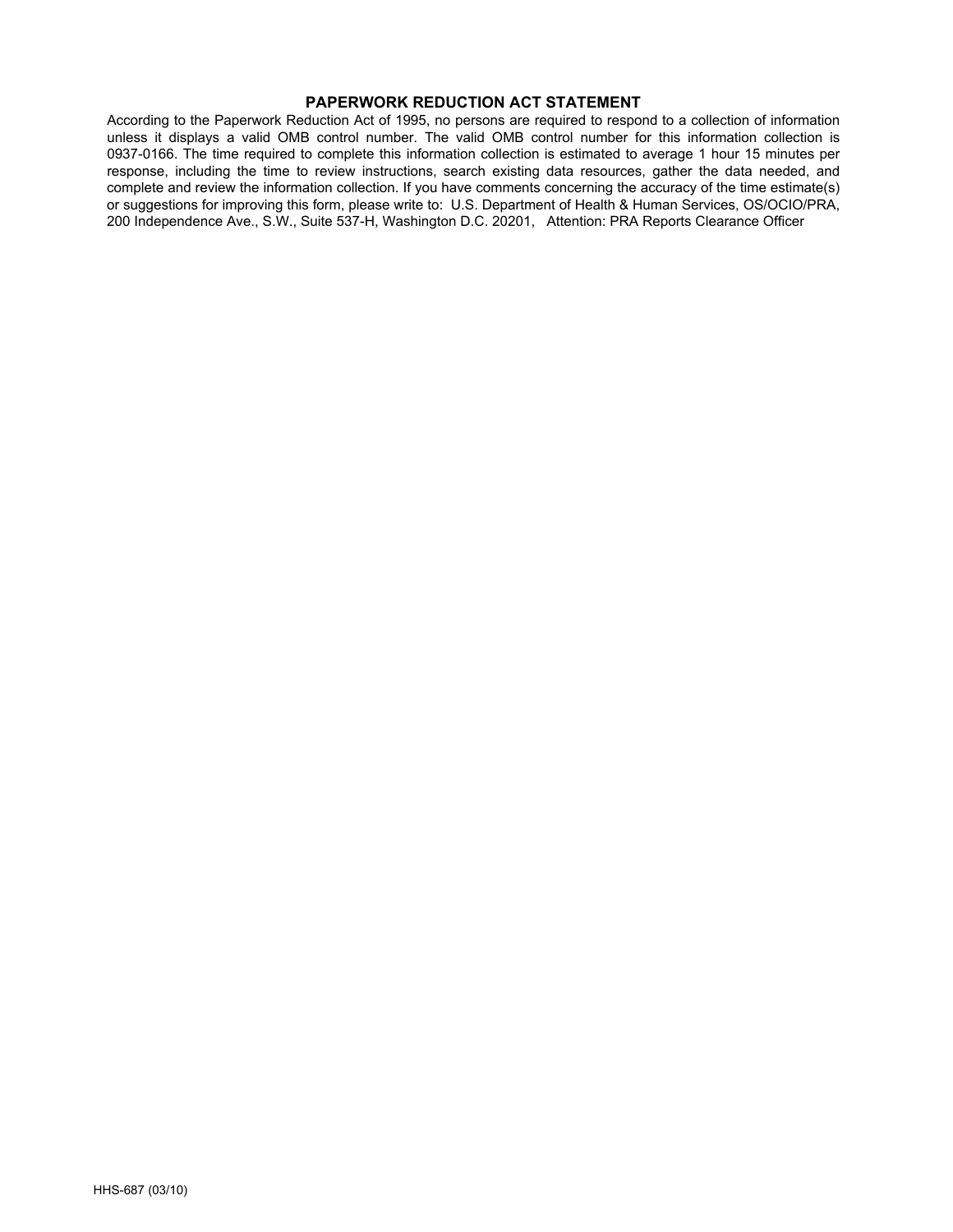## PAPERWORK REDUCTION ACT STATEMENT

According to the Paperwork Reduction Act of 1995, no persons are required to respond to a collection of information unless it displays a valid OMB control number. The valid OMB control number for this information collection is 0937-0166. The time required to complete this information collection is estimated to average 1 hour 15 minutes per response, including the time to review instructions, search existing data resources, gather the data needed, and complete and review the information collection. If you have comments concerning the accuracy of the time estimate(s) or suggestions for improving this form, please write to: U.S. Department of Health & Human Services, OS/OCIO/PRA, 200 Independence Ave., S.W., Suite 537-H, Washington D.C. 20201, Attention: PRA Reports Clearance Officer